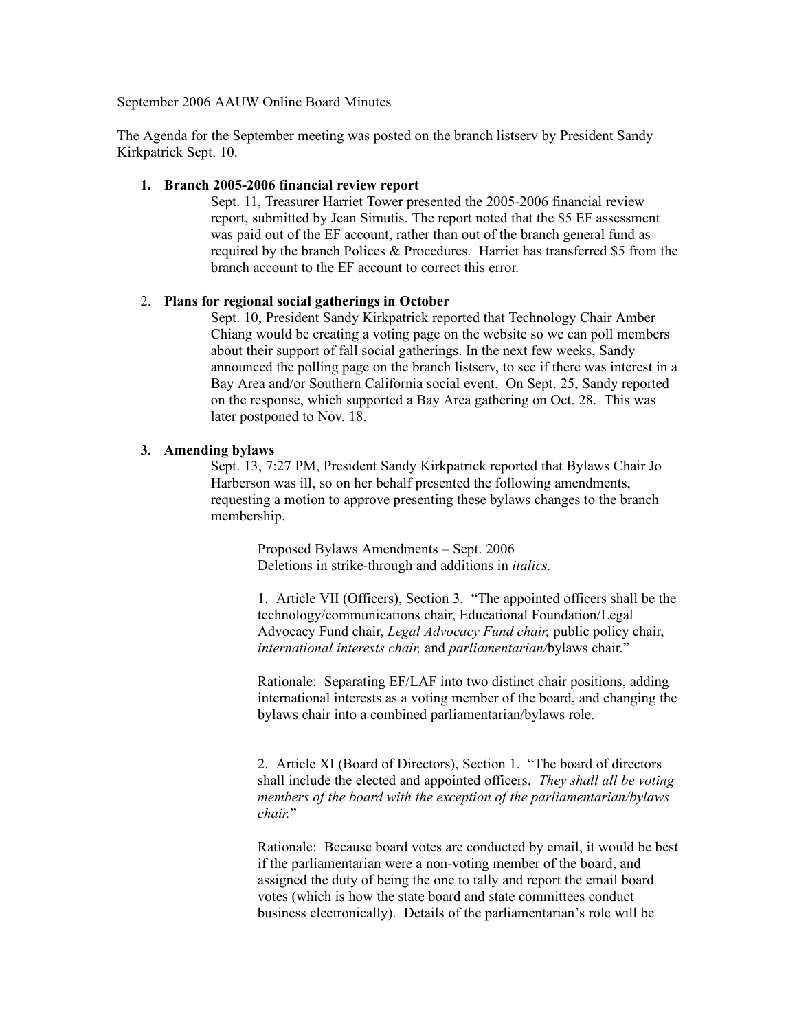September 2006 AAUW Online Board Minutes

The Agenda for the September meeting was posted on the branch listserv by President Sandy Kirkpatrick Sept. 10.

1. **Branch 2005-2006 financial review report**

   Sept. 11, Treasurer Harriet Tower presented the 2005-2006 financial review report, submitted by Jean Simutis. The report noted that the $5 EF assessment was paid out of the EF account, rather than out of the branch general fund as required by the branch Polices & Procedures. Harriet has transferred $5 from the branch account to the EF account to correct this error.

2. **Plans for regional social gatherings in October**

   Sept. 10, President Sandy Kirkpatrick reported that Technology Chair Amber Chiang would be creating a voting page on the website so we can poll members about their support of fall social gatherings. In the next few weeks, Sandy announced the polling page on the branch listserv, to see if there was interest in a Bay Area and/or Southern California social event. On Sept. 25, Sandy reported on the response, which supported a Bay Area gathering on Oct. 28. This was later postponed to Nov. 18.

3. **Amending bylaws**

   Sept. 13, 7:27 PM, President Sandy Kirkpatrick reported that Bylaws Chair Jo Harberson was ill, so on her behalf presented the following amendments, requesting a motion to approve presenting these bylaws changes to the branch membership.

   > Proposed Bylaws Amendments – Sept. 2006
   > Deletions in strike-through and additions in *italics.*
   >
   > 1. Article VII (Officers), Section 3. "The appointed officers shall be the technology/communications chair, Educational Foundation/Legal Advocacy Fund chair, *Legal Advocacy Fund chair,* public policy chair, *international interests chair,* and *parliamentarian/*bylaws chair."
   >
   > Rationale: Separating EF/LAF into two distinct chair positions, adding international interests as a voting member of the board, and changing the bylaws chair into a combined parliamentarian/bylaws role.
   >
   > 2. Article XI (Board of Directors), Section 1. "The board of directors shall include the elected and appointed officers. *They shall all be voting members of the board with the exception of the parliamentarian/bylaws chair.*"
   >
   > Rationale: Because board votes are conducted by email, it would be best if the parliamentarian were a non-voting member of the board, and assigned the duty of being the one to tally and report the email board votes (which is how the state board and state committees conduct business electronically). Details of the parliamentarian's role will be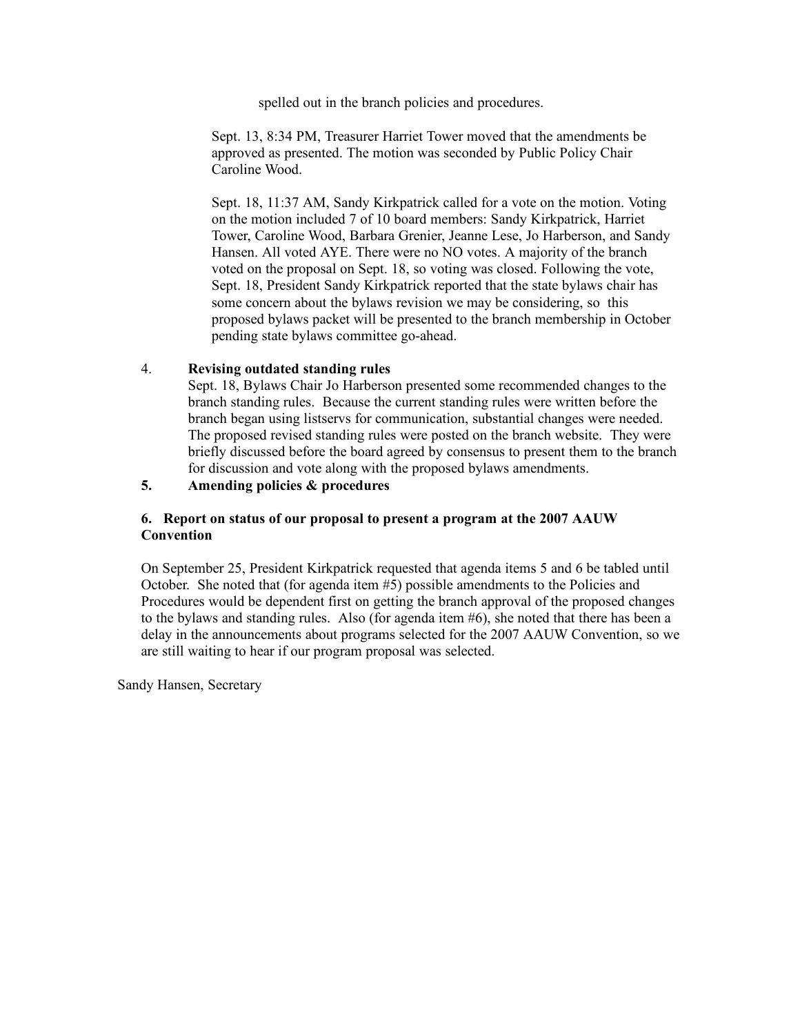spelled out in the branch policies and procedures.

Sept. 13, 8:34 PM, Treasurer Harriet Tower moved that the amendments be approved as presented. The motion was seconded by Public Policy Chair Caroline Wood.

Sept. 18, 11:37 AM, Sandy Kirkpatrick called for a vote on the motion. Voting on the motion included 7 of 10 board members: Sandy Kirkpatrick, Harriet Tower, Caroline Wood, Barbara Grenier, Jeanne Lese, Jo Harberson, and Sandy Hansen. All voted AYE. There were no NO votes. A majority of the branch voted on the proposal on Sept. 18, so voting was closed. Following the vote, Sept. 18, President Sandy Kirkpatrick reported that the state bylaws chair has some concern about the bylaws revision we may be considering, so this proposed bylaws packet will be presented to the branch membership in October pending state bylaws committee go-ahead.

4. **Revising outdated standing rules**

   Sept. 18, Bylaws Chair Jo Harberson presented some recommended changes to the branch standing rules. Because the current standing rules were written before the branch began using listservs for communication, substantial changes were needed. The proposed revised standing rules were posted on the branch website. They were briefly discussed before the board agreed by consensus to present them to the branch for discussion and vote along with the proposed bylaws amendments.

5. **Amending policies & procedures**

6. **Report on status of our proposal to present a program at the 2007 AAUW Convention**

On September 25, President Kirkpatrick requested that agenda items 5 and 6 be tabled until October. She noted that (for agenda item #5) possible amendments to the Policies and Procedures would be dependent first on getting the branch approval of the proposed changes to the bylaws and standing rules. Also (for agenda item #6), she noted that there has been a delay in the announcements about programs selected for the 2007 AAUW Convention, so we are still waiting to hear if our program proposal was selected.

Sandy Hansen, Secretary